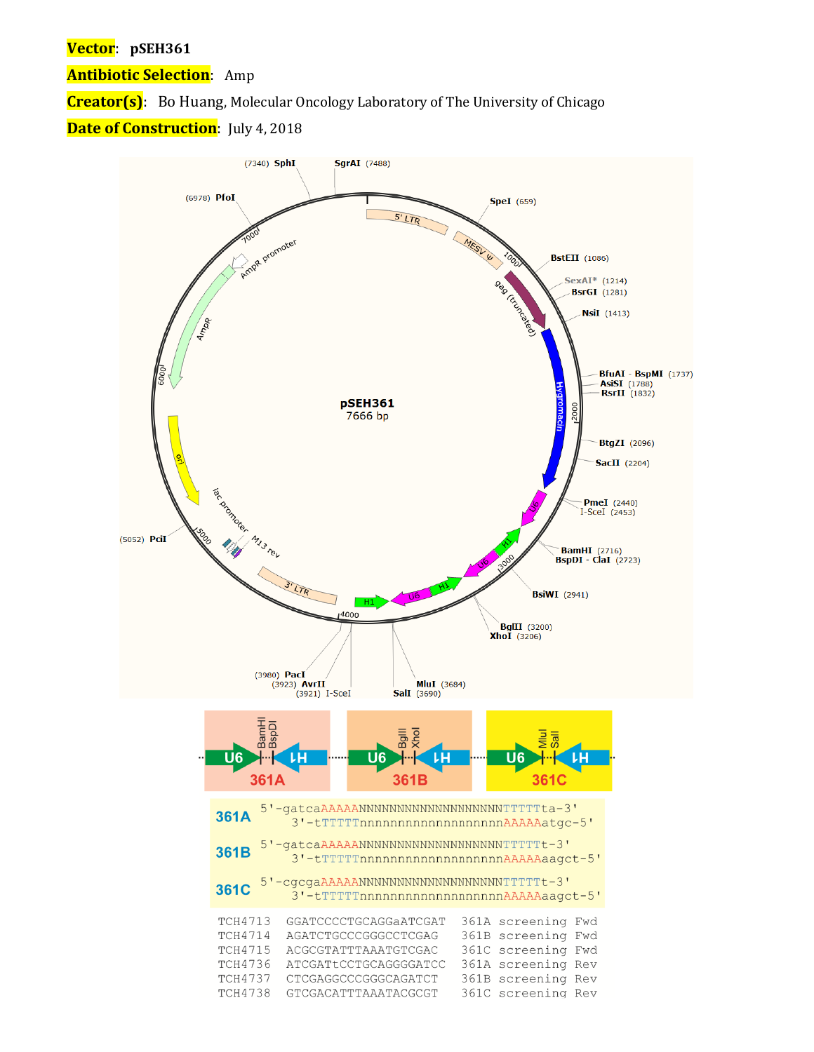**Vector**: **pSEH361**

**Antibiotic Selection**: Amp

**Creator(s)**: Bo Huang, Molecular Oncology Laboratory of The University of Chicago

**Date of Construction**: July 4, 2018

| | |
|---|---|
| 361A | 5'-gatcaAAAAANNNNNNNNNNNNNNNNNNNTTTTTta-3' |
| | 3'-tTTTTTnnnnnnnnnnnnnnnnnnnAAAAAatgc-5' |
| 361B | 5'-gatcaAAAAANNNNNNNNNNNNNNNNNNNTTTTTt-3' |
| | 3'-tTTTTTnnnnnnnnnnnnnnnnnnnAAAAAaagct-5' |
| 361C | 5'-cgcgaAAAAANNNNNNNNNNNNNNNNNNNTTTTTt-3' |
| | 3'-tTTTTTnnnnnnnnnnnnnnnnnnnAAAAAaagct-5' |

| | | |
|---|---|---|
| TCH4713 | GGATCCCCTGCAGGaATCGAT | 361A screening Fwd |
| TCH4714 | AGATCTGCCCGGGCCTCGAG | 361B screening Fwd |
| TCH4715 | ACGCGTATTTAAATGTCGAC | 361C screening Fwd |
| TCH4736 | ATCGATtCCTGCAGGGGATCC | 361A screening Rev |
| TCH4737 | CTCGAGGCCCGGGCAGATCT | 361B screening Rev |
| TCH4738 | GTCGACATTTAAATACGCGT | 361C screening Rev |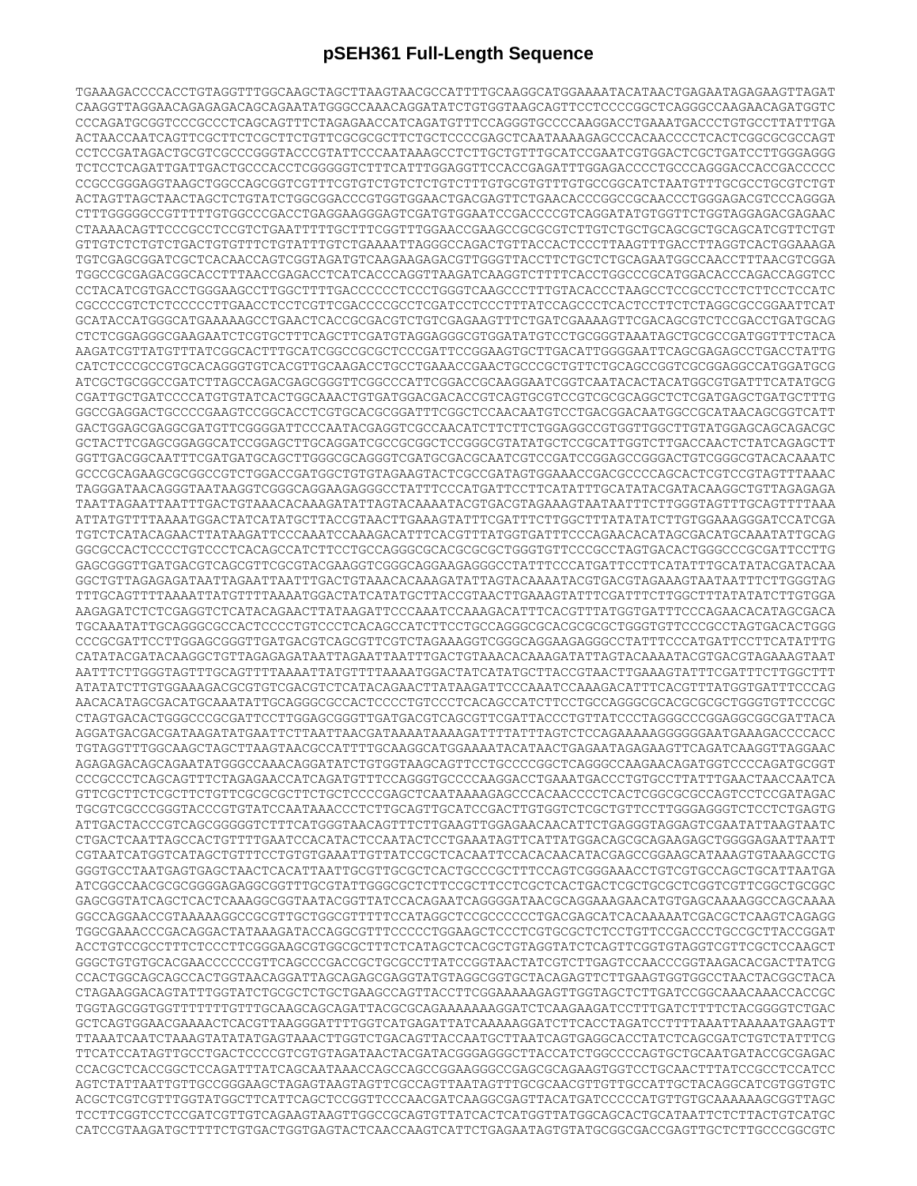# pSEH361 Full-Length Sequence

```
TGAAAGACCCCACCTGTAGGTTTGGCAAGCTAGCTTAAGTAACGCCATTTTGCAAGGCATGGAAAATACATAACTGAGAATAGAGAAGTTAGAT
CAAGGTTAGGAACAGAGAGACAGCAGAATATGGGCCAAACAGGATATCTGTGGTAAGCAGTTCCTCCCCGGCTCAGGGCCAAGAACAGATGGTC
CCCAGATGCGGTCCCGCCCTCAGCAGTTTCTAGAGAACCATCAGATGTTTCCAGGGTGCCCCAAGGACCTGAAATGACCCTGTGCCTTATTTGA
ACTAACCAATCAGTTCGCTTCTCGCTTCTGTTCGCGCGCTTCTGCTCCCCGAGCTCAATAAAAGAGCCCACAACCCCTCACTCGGCGCGCCAGT
CCTCCGATAGACTGCGTCGCCCGGGTACCCGTATTCCCAATAAAGCCTCTTGCTGTTTGCATCCGAATCGTGGACTCGCTGATCCTTGGGAGGG
TCTCCTCAGATTGATTGACTGCCCACCTCGGGGGTCTTTCATTTGGAGGTTCCACCGAGATTTGGAGACCCCTGCCCAGGGACCACCGACCCCC
CCGCCGGGAGGTAAGCTGGCCAGCGGTCGTTTCGTGTCTGTCTCTGTCTTTGTGCGTGTTTGTGCCGGCATCTAATGTTTGCGCCTGCGTCTGT
ACTAGTTAGCTAACTAGCTCTGTATCTGGCGGACCCGTGGTGGAACTGACGAGTTCTGAACACCCGGCCGCAACCCTGGGAGACGTCCCAGGGA
CTTTGGGGGCCGTTTTTGTGGCCCGACCTGAGGAAGGGAGTCGATGTGGAATCCGACCCCGTCAGGATATGTGGTTCTGGTAGGAGACGAGAAC
CTAAAACAGTTCCCGCCTCCGTCTGAATTTTTGCTTTCGGTTTGGAACCGAAGCCGCGCGTCTTGTCTGCTGCAGCGCTGCAGCATCGTTCTGT
GTTGTCTCTGTCTGACTGTGTTTCTGTATTTGTCTGAAAATTAGGGCCAGACTGTTACCACTCCCTTAAGTTTGACCTTAGGTCACTGGAAAGA
TGTCGAGCGGATCGCTCACAACCAGTCGGTAGATGTCAAGAAGAGACGTTGGGTTACCTTCTGCTCTGCAGAATGGCCAACCTTTAACGTCGGA
TGGCCGCGAGACGGCACCTTTAACCGAGACCTCATCACCCAGGTTAAGATCAAGGTCTTTTCACCTGGCCCGCATGGACACCCAGACCAGGTCC
CCTACATCGTGACCTGGGAAGCCTTGGCTTTTGACCCCCCTCCCTGGGTCAAGCCCTTTGTACACCCTAAGCCTCCGCCTCCTCTTCCTCCATC
CGCCCCGTCTCTCCCCCTTGAACCTCCTCGTTCGACCCCGCCTCGATCCTCCCTTTATCCAGCCCTCACTCCTTCTCTAGGCGCCGGAATTCAT
GCATACCATGGGCATGAAAAAGCCTGAACTCACCGCGACGTCTGTCGAGAAGTTTCTGATCGAAAAGTTCGACAGCGTCTCCGACCTGATGCAG
CTCTCGGAGGGCGAAGAATCTCGTGCTTTCAGCTTCGATGTAGGAGGGCGTGGATATGTCCTGCGGGTAAATAGCTGCGCCGATGGTTTCTACA
AAGATCGTTATGTTTATCGGCACTTTGCATCGGCCGCGCTCCCGATTCCGGAAGTGCTTGACATTGGGGAATTCAGCGAGAGCCTGACCTATTG
CATCTCCCGCCGTGCACAGGGTGTCACGTTGCAAGACCTGCCTGAAACCGAACTGCCCGCTGTTCTGCAGCCGGTCGCGGAGGCCATGGATGCG
ATCGCTGCGGCCGATCTTAGCCAGACGAGCGGGTTCGGCCCATTCGGACCGCAAGGAATCGGTCAATACACTACATGGCGTGATTTCATATGCG
CGATTGCTGATCCCCATGTGTATCACTGGCAAACTGTGATGGACGACACCGTCAGTGCGTCCGTCGCGCAGGCTCTCGATGAGCTGATGCTTTG
GGCCGAGGACTGCCCCGAAGTCCGGCACCTCGTGCACGCGGATTTCGGCTCCAACAATGTCCTGACGGACAATGGCCGCATAACAGCGGTCATT
GACTGGAGCGAGGCGATGTTCGGGGATTCCCAATACGAGGTCGCCAACATCTTCTTCTGGAGGCCGTGGTTGGCTTGTATGGAGCAGCAGACGC
GCTACTTCGAGCGGAGGCATCCGGAGCTTGCAGGATCGCCGCGGCTCCGGGCGTATATGCTCCGCATTGGTCTTGACCAACTCTATCAGAGCTT
GGTTGACGGCAATTTCGATGATGCAGCTTGGGCGCAGGGTCGATGCGACGCAATCGTCCGATCCGGAGCCGGGACTGTCGGGCGTACACAAATC
GCCCGCAGAAGCGCGGCCGTCTGGACCGATGGCTGTGTAGAAGTACTCGCCGATAGTGGAAACCGACGCCCCAGCACTCGTCCGTAGTTTAAAC
TAGGGATAACAGGGTAATAAGGTCGGGCAGGAAGAGGGCCTATTTCCCATGATTCCTTCATATTTGCATATACGATACAAGGCTGTTAGAGAGA
TAATTAGAATTAATTTGACTGTAAACACAAAGATATTAGTACAAAATACGTGACGTAGAAAGTAATAATTTCTTGGGTAGTTTGCAGTTTTAAA
ATTATGTTTTAAAATGGACTATCATATGCTTACCGTAACTTGAAAGTATTTCGATTTCTTGGCTTTATATATCTTGTGGAAAGGGATCCATCGA
TGTCTCATACAGAACTTATAAGATTCCCAAATCCAAAGACATTTCACGTTTATGGTGATTTCCCAGAACACATAGCGACATGCAAATATTGCAG
GGCGCCACTCCCCTGTCCCTCACAGCCATCTTCCTGCCAGGGCGCACGCGCGCTGGGTGTTCCCGCCTAGTGACACTGGGCCCGCGATTCCTTG
GAGCGGGTTGATGACGTCAGCGTTCGCGTACGAAGGTCGGGCAGGAAGAGGGCCTATTTCCCATGATTCCTTCATATTTGCATATACGATACAA
GGCTGTTAGAGAGATAATTAGAATTAATTTGACTGTAAACACAAAGATATTAGTACAAAATACGTGACGTAGAAAGTAATAATTTCTTGGGTAG
TTTGCAGTTTTAAAATTATGTTTTAAAATGGACTATCATATGCTTACCGTAACTTGAAAGTATTTCGATTTCTTGGCTTTATATATCTTGTGGA
AAGAGATCTCTCGAGGTCTCATACAGAACTTATAAGATTCCCAAATCCAAAGACATTTCACGTTTATGGTGATTTCCCAGAACACATAGCGACA
TGCAAATATTGCAGGGCGCCACTCCCCTGTCCCTCACAGCCATCTTCCTGCCAGGGCGCACGCGCGCTGGGTGTTCCCGCCTAGTGACACTGGG
CCCGCGATTCCTTGGAGCGGGTTGATGACGTCAGCGTTCGTCTAGAAAGGTCGGGCAGGAAGAGGGCCTATTTCCCATGATTCCTTCATATTTG
CATATACGATACAAGGCTGTTAGAGAGATAATTAGAATTAATTTGACTGTAAACACAAAGATATTAGTACAAAATACGTGACGTAGAAAGTAAT
AATTTCTTGGGTAGTTTGCAGTTTTAAAATTATGTTTTAAAATGGACTATCATATGCTTACCGTAACTTGAAAGTATTTCGATTTCTTGGCTTT
ATATATCTTGTGGAAAGAGCGCGTGTCGACGTCTCATACAGAACTTATAAGATTCCCAAATCCAAAGACATTTCACGTTTATGGTGATTTCCCAG
AACACATAGCGACATGCAAATATTGCAGGGCGCCACTCCCCTGTCCCTCACAGCCATCTTCCTGCCAGGGCGCACGCGCGCTGGGTGTTCCCGC
CTAGTGACACTGGGCCCGCGATTCCTTGGAGCGGGTTGATGACGTCAGCGTTCGATTACCCTGTTATCCCTAGGGCCCGGAGGCGGCGATTACA
AGGATGACGACGATAAGATATGAATTCTTAATTAACGATAAAATAAAAGATTTTATTTAGTCTCCAGAAAAAGGGGGGAATGAAAGACCCCACC
TGTAGGTTTGGCAAGCTAGCTTAAGTAACGCCATTTTGCAAGGCATGGAAAATACATAACTGAGAATAGAGAAGTTCAGATCAAGGTTAGGAAC
AGAGAGACAGCAGAATATGGGCCAAACAGGATATCTGTGGTAAGCAGTTCCTGCCCCGGCTCAGGGCCAAGAACAGATGGTCCCCAGATGCGGT
CCCGCCCTCAGCAGTTTCTAGAGAACCATCAGATGTTTCCAGGGTGCCCCAAGGACCTGAAATGACCCTGTGCCTTATTTGAACTAACCAATCA
GTTCGCTTCTCGCTTCTGTTCGCGCGCTTCTGCTCCCCGAGCTCAATAAAAGAGCCCACAACCCCTCACTCGGCGCGCCAGTCCTCCGATAGAC
TGCGTCGCCCGGGTACCCGTGTATCCAATAAACCCTCTTGCAGTTGCATCCGACTTGTGGTCTCGCTGTTCCTTGGGAGGGTCTCCTCTGAGTG
ATTGACTACCCGTCAGCGGGGGTCTTTCATGGGTAACAGTTTCTTGAAGTTGGAGAACAACATTCTGAGGGTAGGAGTCGAATATTAAGTAATC
CTGACTCAATTAGCCACTGTTTTGAATCCACATACTCCAATACTCCTGAAATAGTTCATTATGGACAGCGCAGAAGAGCTGGGGAGAATTAATT
CGTAATCATGGTCATAGCTGTTTCCTGTGTGAAATTGTTATCCGCTCACAATTCCACACAACATACGAGCCGGAAGCATAAAGTGTAAAGCCTG
GGGTGCCTAATGAGTGAGCTAACTCACATTAATTGCGTTGCGCTCACTGCCCGCTTTCCAGTCGGGAAACCTGTCGTGCCAGCTGCATTAATGA
ATCGGCCAACGCGCGGGGAGAGGCGGTTTGCGTATTGGGCGCTCTTCCGCTTCCTCGCTCACTGACTCGCTGCGCTCGGTCGTTCGGCTGCGGC
GAGCGGTATCAGCTCACTCAAAGGCGGTAATACGGTTATCCACAGAATCAGGGGATAACGCAGGAAAGAACATGTGAGCAAAAGGCCAGCAAAA
GGCCAGGAACCGTAAAAAGGCCGCGTTGCTGGCGTTTTTCCATAGGCTCCGCCCCCCTGACGAGCATCACAAAAATCGACGCTCAAGTCAGAGG
TGGCGAAACCCGACAGGACTATAAAGATACCAGGCGTTTCCCCCTGGAAGCTCCCTCGTGCGCTCTCCTGTTCCGACCCTGCCGCTTACCGGAT
ACCTGTCCGCCTTTCTCCCTTCGGGAAGCGTGGCGCTTTCTCATAGCTCACGCTGTAGGTATCTCAGTTCGGTGTAGGTCGTTCGCTCCAAGCT
GGGCTGTGTGCACGAACCCCCCGTTCAGCCCGACCGCTGCGCCTTATCCGGTAACTATCGTCTTGAGTCCAACCCGGTAAGACACGACTTATCG
CCACTGGCAGCAGCCACTGGTAACAGGATTAGCAGAGCGAGGTATGTAGGCGGTGCTACAGAGTTCTTGAAGTGGTGGCCTAACTACGGCTACA
CTAGAAGGACAGTATTTGGTATCTGCGCTCTGCTGAAGCCAGTTACCTTCGGAAAAAGAGTTGGTAGCTCTTGATCCGGCAAACAAACCACCGC
TGGTAGCGGTGGTTTTTTTGTTTGCAAGCAGCAGATTACGCGCAGAAAAAAAGGATCTCAAGAAGATCCTTTGATCTTTTCTACGGGGTCTGAC
GCTCAGTGGAACGAAAACTCACGTTAAGGGATTTTGGTCATGAGATTATCAAAAAGGATCTTCACCTAGATCCTTTTAAATTAAAAATGAAGTT
TTAAATCAATCTAAAGTATATATGAGTAAACTTGGTCTGACAGTTACCAATGCTTAATCAGTGAGGCACCTATCTCAGCGATCTGTCTATTTCG
TTCATCCATAGTTGCCTGACTCCCCGTCGTGTAGATAACTACGATACGGGAGGGCTTACCATCTGGCCCCAGTGCTGCAATGATACCGCGAGAC
CCACGCTCACCGGCTCCAGATTTATCAGCAATAAACCAGCCAGCCGGAAGGGCCGAGCGCAGAAGTGGTCCTGCAACTTTATCCGCCTCCATCC
AGTCTATTAATTGTTGCCGGGAAGCTAGAGTAAGTAGTTCGCCAGTTAATAGTTTGCGCAACGTTGTTGCCATTGCTACAGGCATCGTGGTGTC
ACGCTCGTCGTTTGGTATGGCTTCATTCAGCTCCGGTTCCCAACGATCAAGGCGAGTTACATGATCCCCCATGTTGTGCAAAAAAGCGGTTAGC
TCCTTCGGTCCTCCGATCGTTGTCAGAAGTAAGTTGGCCGCAGTGTTATCACTCATGGTTATGGCAGCACTGCATAATTCTCTTACTGTCATGC
CATCCGTAAGATGCTTTTCTGTGACTGGTGAGTACTCAACCAAGTCATTCTGAGAATAGTGTATGCGGCGACCGAGTTGCTCTTGCCCGGCGTC
```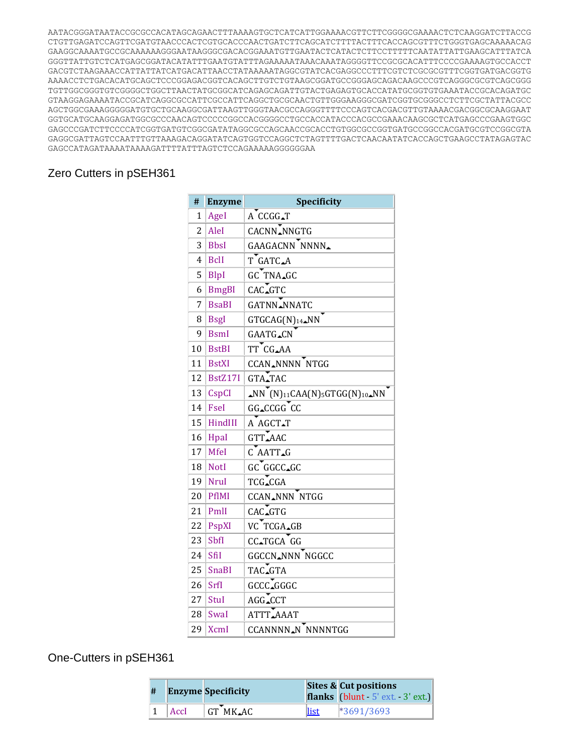```
AATACGGGATAATACCGCGCCACATAGCAGAACTTTAAAAGTGCTCATCATTGGAAAACGTTCTTCGGGGCGAAAACTCTCAAGGATCTTACCG
CTGTTGAGATCCAGTTCGATGTAACCCACTCGTGCACCCAACTGATCTTCAGCATCTTTTACTTTCACCAGCGTTTCTGGGTGAGCAAAAACAG
GAAGGCAAAATGCCGCAAAAAAGGGAATAAGGGCGACACGGAAATGTTGAATACTCATACTCTTCCTTTTTCAATATTATTGAAGCATTTATCA
GGGTTATTGTCTCATGAGCGGATACATATTTGAATGTATTTAGAAAAATAAACAAATAGGGGTTCCGCGCACATTTCCCCGAAAAGTGCCACCT
GACGTCTAAGAAACCATTATTATCATGACATTAACCTATAAAAATAGGCGTATCACGAGGCCCTTTCGTCTCGCGCGTTTCGGTGATGACGGTG
AAAACCTCTGACACATGCAGCTCCCGGAGACGGTCACAGCTTGTCTGTAAGCGGATGCCGGGAGCAGACAAGCCCGTCAGGGCGCGTCAGCGGG
TGTTGGCGGGTGTCGGGGCTGGCTTAACTATGCGGCATCAGAGCAGATTGTACTGAGAGTGCACCATATGCGGTGTGAAATACCGCACAGATGC
GTAAGGAGAAAATACCGCATCAGGCGCCATTCGCCATTCAGGCTGCGCAACTGTTGGGAAGGGCGATCGGTGCGGGCCTCTTCGCTATTACGCC
AGCTGGCGAAAGGGGGATGTGCTGCAAGGCGATTAAGTTGGGTAACGCCAGGGTTTTCCCAGTCACGACGTTGTAAAACGACGGCGCAAGGAAT
GGTGCATGCAAGGAGATGGCGCCCAACAGTCCCCCGGCCACGGGGCCTGCCACCATACCCACGCCGAAACAAGCGCTCATGAGCCCGAAGTGGC
GAGCCCGATCTTCCCCATCGGTGATGTCGGCGATATAGGCGCCAGCAACCGCACCTGTGGCGCCGGTGATGCCGGCCACGATGCGTCCGGCGTA
GAGGCGATTAGTCCAATTTGTTAAAGACAGGATATCAGTGGTCCAGGCTCTAGTTTTGACTCAACAATATCACCAGCTGAAGCCTATAGAGTAC
GAGCCATAGATAAAATAAAAGATTTTATTTAGTCTCCAGAAAAAGGGGGGAA
```

## Zero Cutters in pSEH361

| # | Enzyme | Specificity |
|---|---|---|
| 1 | AgeI | A^CCGG_T |
| 2 | AleI | CACNN^NNGTG |
| 3 | BbsI | GAAGACNN^NNNN_ |
| 4 | BclI | T^GATC_A |
| 5 | BlpI | GC^TNA_GC |
| 6 | BmgBI | CAC^GTC |
| 7 | BsaBI | GATNN^NNATC |
| 8 | BsgI | GTGCAG(N)14_NN^ |
| 9 | BsmI | GAATG_CN^ |
| 10 | BstBI | TT^CG_AA |
| 11 | BstXI | CCAN_NNNN^NTGG |
| 12 | BstZ17I | GTA^TAC |
| 13 | CspCI | _NN^(N)11CAA(N)5GTGG(N)10_NN^ |
| 14 | FseI | GG_CCGG^CC |
| 15 | HindIII | A^AGCT_T |
| 16 | HpaI | GTT^AAC |
| 17 | MfeI | C^AATT_G |
| 18 | NotI | GC^GGCC_GC |
| 19 | NruI | TCG^CGA |
| 20 | PflMI | CCAN_NNN^NTGG |
| 21 | PmlI | CAC^GTG |
| 22 | PspXI | VC^TCGA_GB |
| 23 | SbfI | CC_TGCA^GG |
| 24 | SfiI | GGCCN_NNN^NGGCC |
| 25 | SnaBI | TAC^GTA |
| 26 | SrfI | GCCC^GGGC |
| 27 | StuI | AGG^CCT |
| 28 | SwaI | ATTT^AAAT |
| 29 | XcmI | CCANNNN_N^NNNNTGG |

## One-Cutters in pSEH361

| # | Enzyme | Specificity | Sites & flanks | Cut positions (blunt - 5' ext. - 3' ext.) |
|---|---|---|---|---|
| 1 | AccI | GT^MK_AC | list | *3691/3693 |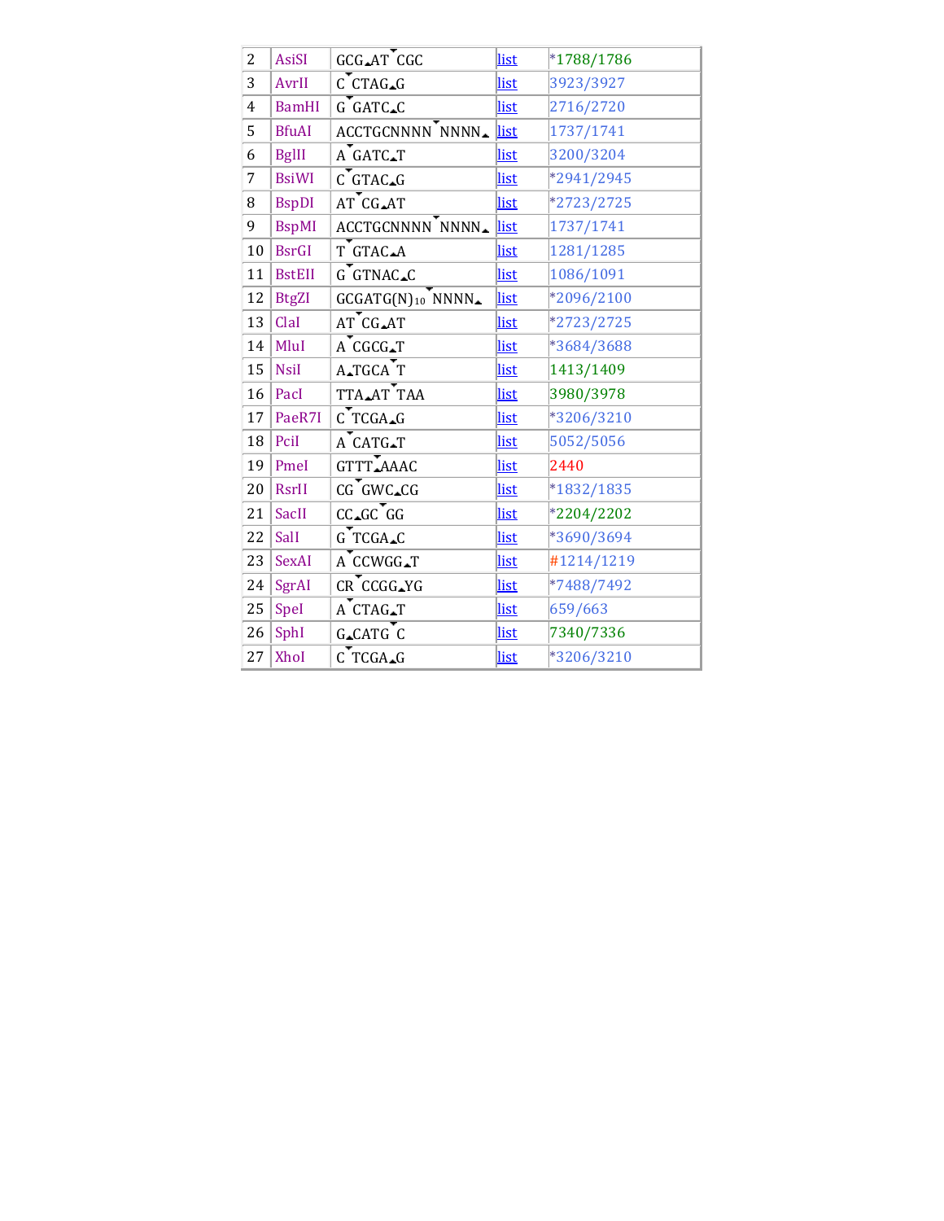| | | | | |
|---|---|---|---|---|
| 2 | AsiSI | GCG AT CGC | list | *1788/1786 |
| 3 | AvrII | C CTAG G | list | 3923/3927 |
| 4 | BamHI | G GATC C | list | 2716/2720 |
| 5 | BfuAI | ACCTGCNNNN NNNN | list | 1737/1741 |
| 6 | BglII | A GATC T | list | 3200/3204 |
| 7 | BsiWI | C GTAC G | list | *2941/2945 |
| 8 | BspDI | AT CG AT | list | *2723/2725 |
| 9 | BspMI | ACCTGCNNNN NNNN | list | 1737/1741 |
| 10 | BsrGI | T GTAC A | list | 1281/1285 |
| 11 | BstEII | G GTNAC C | list | 1086/1091 |
| 12 | BtgZI | GCGATG(N)$_{10}$ NNNN | list | *2096/2100 |
| 13 | ClaI | AT CG AT | list | *2723/2725 |
| 14 | MluI | A CGCG T | list | *3684/3688 |
| 15 | NsiI | A TGCA T | list | 1413/1409 |
| 16 | PacI | TTA AT TAA | list | 3980/3978 |
| 17 | PaeR7I | C TCGA G | list | *3206/3210 |
| 18 | PciI | A CATG T | list | 5052/5056 |
| 19 | PmeI | GTTT AAAC | list | 2440 |
| 20 | RsrII | CG GWC CG | list | *1832/1835 |
| 21 | SacII | CC GC GG | list | *2204/2202 |
| 22 | SalI | G TCGA C | list | *3690/3694 |
| 23 | SexAI | A CCWGG T | list | #1214/1219 |
| 24 | SgrAI | CR CCGG YG | list | *7488/7492 |
| 25 | SpeI | A CTAG T | list | 659/663 |
| 26 | SphI | G CATG C | list | 7340/7336 |
| 27 | XhoI | C TCGA G | list | *3206/3210 |